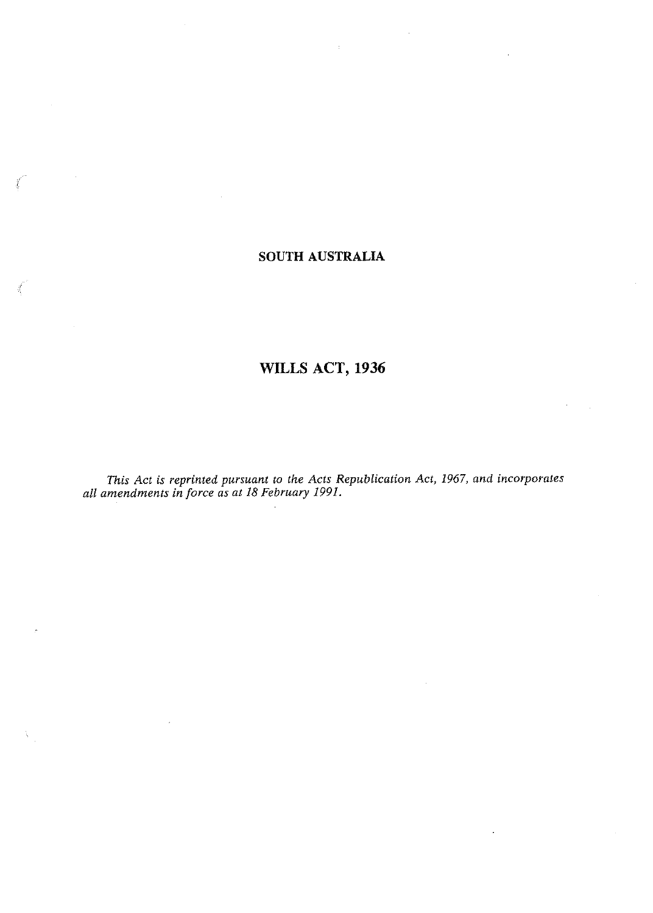**SOUTH AUSTRALIA**

# WILLS ACT, 1936

*This Act is reprinted pursuant to the Acts Republication Act, 1967, and incorporates all amendments in force as at 18 February 1991.*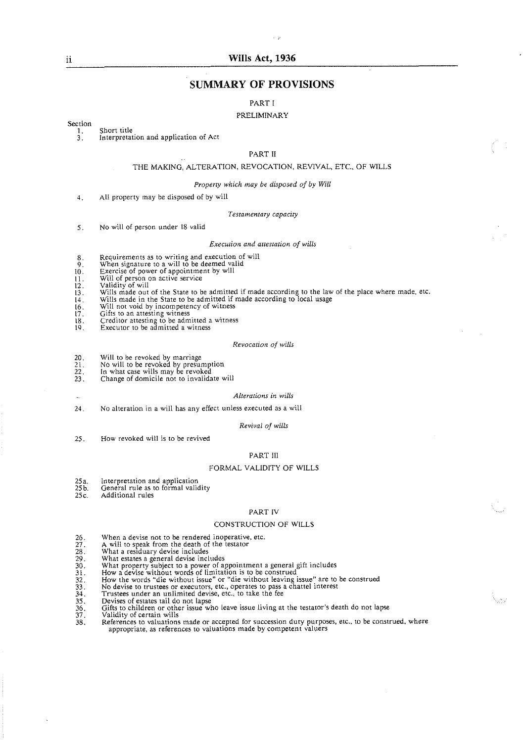## SUMMARY OF PROVISIONS

### PART I

#### PRELIMINARY

Section

1. Short title
3. Interpretation and application of Act

### PART II

#### THE MAKING, ALTERATION, REVOCATION, REVIVAL, ETC., OF WILLS

*Property which may be disposed of by Will*

4. All property may be disposed of by will

*Testamentary capacity*

5. No will of person under 18 valid

*Execution and attestation of wills*

8. Requirements as to writing and execution of will
9. When signature to a will to be deemed valid
10. Exercise of power of appointment by will
11. Will of person on active service
12. Validity of will
13. Wills made out of the State to be admitted if made according to the law of the place where made, etc.
14. Wills made in the State to be admitted if made according to local usage
16. Will not void by incompetency of witness
17. Gifts to an attesting witness
18. Creditor attesting to be admitted a witness
19. Executor to be admitted a witness

*Revocation of wills*

20. Will to be revoked by marriage
21. No will to be revoked by presumption
22. In what case wills may be revoked
23. Change of domicile not to invalidate will

*Alterations in wills*

24. No alteration in a will has any effect unless executed as a will

*Revival of wills*

25. How revoked will is to be revived

### PART III

#### FORMAL VALIDITY OF WILLS

25a. Interpretation and application
25b. General rule as to formal validity
25c. Additional rules

### PART IV

#### CONSTRUCTION OF WILLS

26. When a devise not to be rendered inoperative, etc.
27. A will to speak from the death of the testator
28. What a residuary devise includes
29. What estates a general devise includes
30. What property subject to a power of appointment a general gift includes
31. How a devise without words of limitation is to be construed
32. How the words "die without issue" or "die without leaving issue" are to be construed
33. No devise to trustees or executors, etc., operates to pass a chattel interest
34. Trustees under an unlimited devise, etc., to take the fee
35. Devises of estates tail do not lapse
36. Gifts to children or other issue who leave issue living at the testator's death do not lapse
37. Validity of certain wills
38. References to valuations made or accepted for succession duty purposes, etc., to be construed, where appropriate, as references to valuations made by competent valuers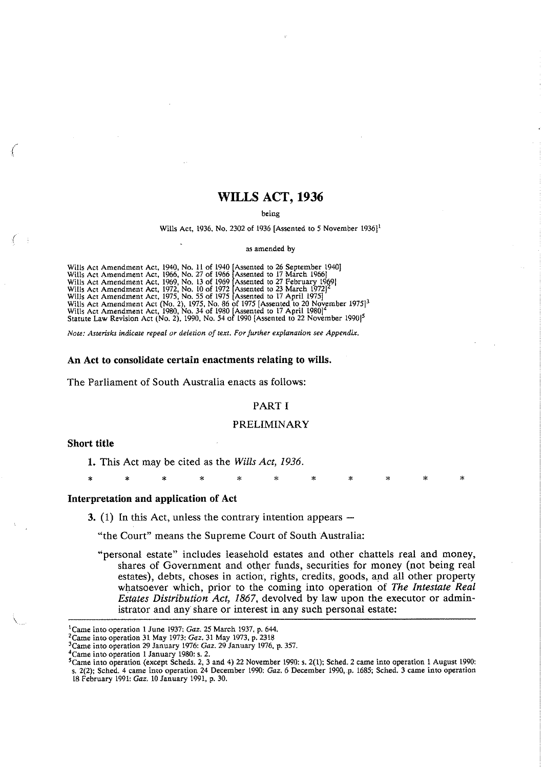# WILLS ACT, 1936

being

Wills Act, 1936, No. 2302 of 1936 [Assented to 5 November 1936][1]

as amended by

Wills Act Amendment Act, 1940, No. 11 of 1940 [Assented to 26 September 1940]
Wills Act Amendment Act, 1966, No. 27 of 1966 [Assented to 17 March 1966]
Wills Act Amendment Act, 1969, No. 13 of 1969 [Assented to 27 February 1969]
Wills Act Amendment Act, 1972, No. 10 of 1972 [Assented to 23 March 1972][2]
Wills Act Amendment Act, 1975, No. 55 of 1975 [Assented to 17 April 1975]
Wills Act Amendment Act (No. 2), 1975, No. 86 of 1975 [Assented to 20 November 1975][3]
Wills Act Amendment Act, 1980, No. 34 of 1980 [Assented to 17 April 1980][4]
Statute Law Revision Act (No. 2), 1990, No. 54 of 1990 [Assented to 22 November 1990][5]

*Note: Asterisks indicate repeal or deletion of text. For further explanation see Appendix.*

**An Act to consolidate certain enactments relating to wills.**

The Parliament of South Australia enacts as follows:

PART I

PRELIMINARY

**Short title**

**1.** This Act may be cited as the *Wills Act, 1936*.

\* \* \* \* \* \* \* \* \* \* \*

**Interpretation and application of Act**

**3.** (1) In this Act, unless the contrary intention appears —

"the Court" means the Supreme Court of South Australia:

"personal estate" includes leasehold estates and other chattels real and money, shares of Government and other funds, securities for money (not being real estates), debts, choses in action, rights, credits, goods, and all other property whatsoever which, prior to the coming into operation of *The Intestate Real Estates Distribution Act, 1867*, devolved by law upon the executor or administrator and any share or interest in any such personal estate:

---

[1] Came into operation 1 June 1937: *Gaz.* 25 March 1937, p. 644.

[2] Came into operation 31 May 1973: *Gaz.* 31 May 1973, p. 2318

[3] Came into operation 29 January 1976: *Gaz.* 29 January 1976, p. 357.

[4] Came into operation 1 January 1980: s. 2.

[5] Came into operation (except Scheds. 2, 3 and 4) 22 November 1990: s. 2(1); Sched. 2 came into operation 1 August 1990: s. 2(2); Sched. 4 came into operation 24 December 1990: *Gaz.* 6 December 1990, p. 1685; Sched. 3 came into operation 18 February 1991: *Gaz.* 10 January 1991, p. 30.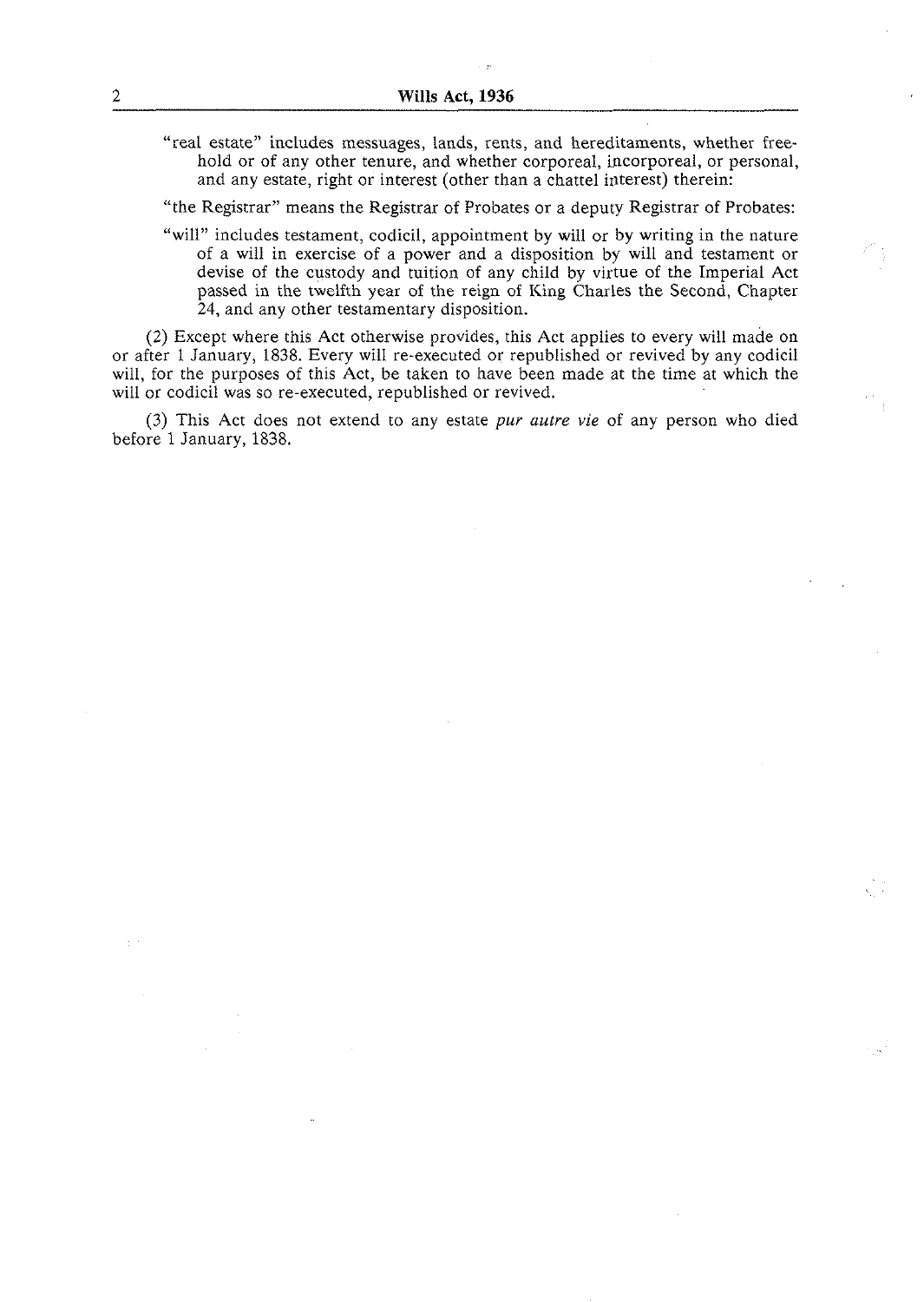"real estate" includes messuages, lands, rents, and hereditaments, whether freehold or of any other tenure, and whether corporeal, incorporeal, or personal, and any estate, right or interest (other than a chattel interest) therein:

"the Registrar" means the Registrar of Probates or a deputy Registrar of Probates:

"will" includes testament, codicil, appointment by will or by writing in the nature of a will in exercise of a power and a disposition by will and testament or devise of the custody and tuition of any child by virtue of the Imperial Act passed in the twelfth year of the reign of King Charles the Second, Chapter 24, and any other testamentary disposition.

(2) Except where this Act otherwise provides, this Act applies to every will made on or after 1 January, 1838. Every will re-executed or republished or revived by any codicil will, for the purposes of this Act, be taken to have been made at the time at which the will or codicil was so re-executed, republished or revived.

(3) This Act does not extend to any estate *pur autre vie* of any person who died before 1 January, 1838.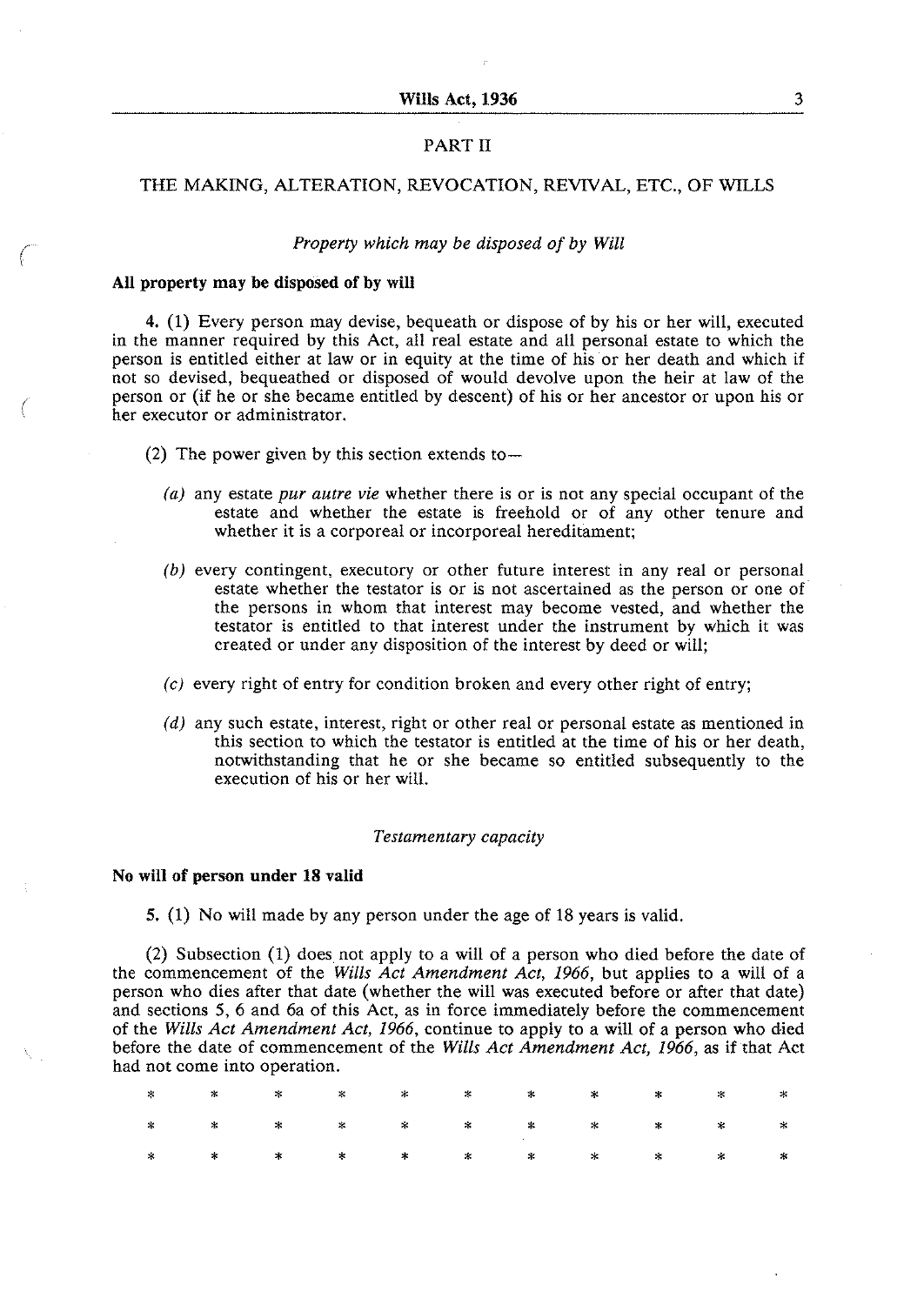## PART II

## THE MAKING, ALTERATION, REVOCATION, REVIVAL, ETC., OF WILLS

*Property which may be disposed of by Will*

**All property may be disposed of by will**

4. (1) Every person may devise, bequeath or dispose of by his or her will, executed in the manner required by this Act, all real estate and all personal estate to which the person is entitled either at law or in equity at the time of his or her death and which if not so devised, bequeathed or disposed of would devolve upon the heir at law of the person or (if he or she became entitled by descent) of his or her ancestor or upon his or her executor or administrator.

(2) The power given by this section extends to—

*(a)* any estate *pur autre vie* whether there is or is not any special occupant of the estate and whether the estate is freehold or of any other tenure and whether it is a corporeal or incorporeal hereditament;

*(b)* every contingent, executory or other future interest in any real or personal estate whether the testator is or is not ascertained as the person or one of the persons in whom that interest may become vested, and whether the testator is entitled to that interest under the instrument by which it was created or under any disposition of the interest by deed or will;

*(c)* every right of entry for condition broken and every other right of entry;

*(d)* any such estate, interest, right or other real or personal estate as mentioned in this section to which the testator is entitled at the time of his or her death, notwithstanding that he or she became so entitled subsequently to the execution of his or her will.

*Testamentary capacity*

**No will of person under 18 valid**

5. (1) No will made by any person under the age of 18 years is valid.

(2) Subsection (1) does not apply to a will of a person who died before the date of the commencement of the *Wills Act Amendment Act, 1966*, but applies to a will of a person who dies after that date (whether the will was executed before or after that date) and sections 5, 6 and 6a of this Act, as in force immediately before the commencement of the *Wills Act Amendment Act, 1966*, continue to apply to a will of a person who died before the date of commencement of the *Wills Act Amendment Act, 1966*, as if that Act had not come into operation.

\* \* \* \* \* \* \* \* \* \* \*

\* \* \* \* \* \* \* \* \* \* \*

\* \* \* \* \* \* \* \* \* \* \*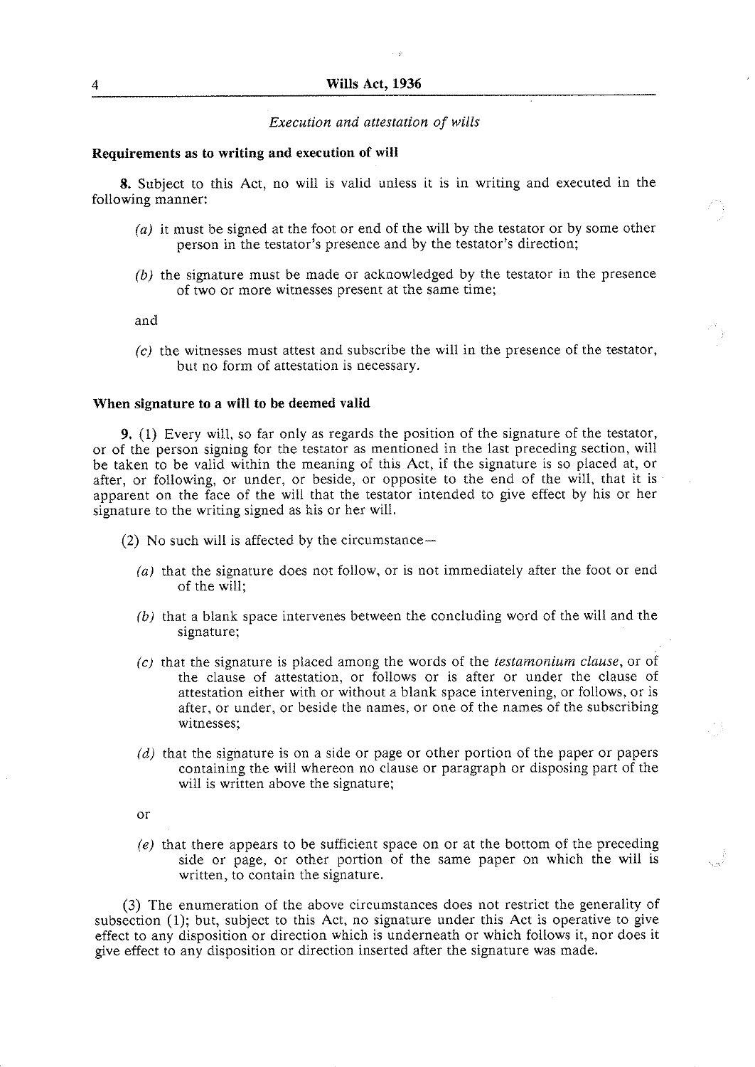*Execution and attestation of wills*

**Requirements as to writing and execution of will**

**8.** Subject to this Act, no will is valid unless it is in writing and executed in the following manner:

*(a)* it must be signed at the foot or end of the will by the testator or by some other person in the testator's presence and by the testator's direction;

*(b)* the signature must be made or acknowledged by the testator in the presence of two or more witnesses present at the same time;

and

*(c)* the witnesses must attest and subscribe the will in the presence of the testator, but no form of attestation is necessary.

**When signature to a will to be deemed valid**

**9.** (1) Every will, so far only as regards the position of the signature of the testator, or of the person signing for the testator as mentioned in the last preceding section, will be taken to be valid within the meaning of this Act, if the signature is so placed at, or after, or following, or under, or beside, or opposite to the end of the will, that it is apparent on the face of the will that the testator intended to give effect by his or her signature to the writing signed as his or her will.

(2) No such will is affected by the circumstance—

*(a)* that the signature does not follow, or is not immediately after the foot or end of the will;

*(b)* that a blank space intervenes between the concluding word of the will and the signature;

*(c)* that the signature is placed among the words of the *testamonium clause*, or of the clause of attestation, or follows or is after or under the clause of attestation either with or without a blank space intervening, or follows, or is after, or under, or beside the names, or one of the names of the subscribing witnesses;

*(d)* that the signature is on a side or page or other portion of the paper or papers containing the will whereon no clause or paragraph or disposing part of the will is written above the signature;

or

*(e)* that there appears to be sufficient space on or at the bottom of the preceding side or page, or other portion of the same paper on which the will is written, to contain the signature.

(3) The enumeration of the above circumstances does not restrict the generality of subsection (1); but, subject to this Act, no signature under this Act is operative to give effect to any disposition or direction which is underneath or which follows it, nor does it give effect to any disposition or direction inserted after the signature was made.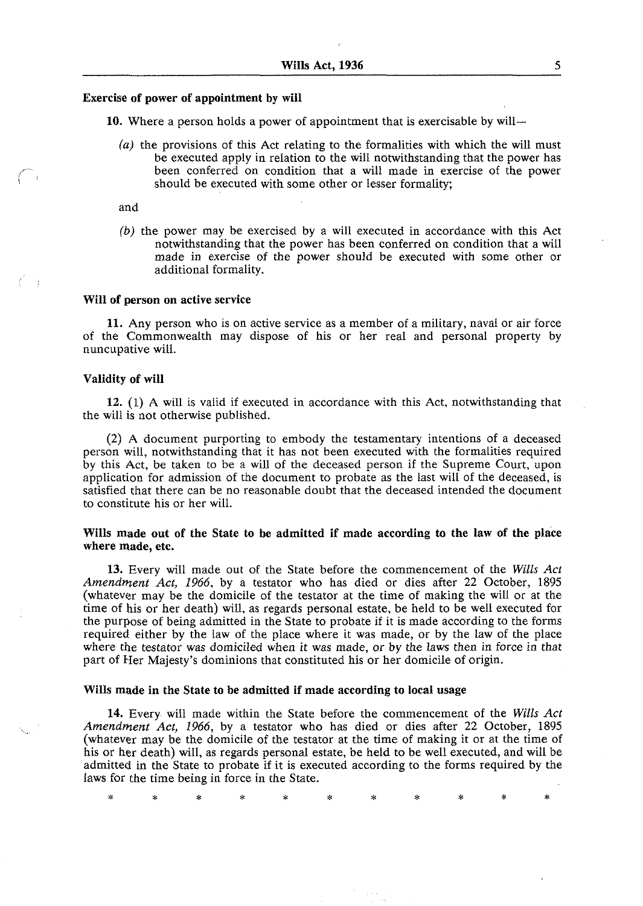**Exercise of power of appointment by will**

**10.** Where a person holds a power of appointment that is exercisable by will—

*(a)* the provisions of this Act relating to the formalities with which the will must be executed apply in relation to the will notwithstanding that the power has been conferred on condition that a will made in exercise of the power should be executed with some other or lesser formality;

and

*(b)* the power may be exercised by a will executed in accordance with this Act notwithstanding that the power has been conferred on condition that a will made in exercise of the power should be executed with some other or additional formality.

**Will of person on active service**

**11.** Any person who is on active service as a member of a military, naval or air force of the Commonwealth may dispose of his or her real and personal property by nuncupative will.

**Validity of will**

**12.** (1) A will is valid if executed in accordance with this Act, notwithstanding that the will is not otherwise published.

(2) A document purporting to embody the testamentary intentions of a deceased person will, notwithstanding that it has not been executed with the formalities required by this Act, be taken to be a will of the deceased person if the Supreme Court, upon application for admission of the document to probate as the last will of the deceased, is satisfied that there can be no reasonable doubt that the deceased intended the document to constitute his or her will.

**Wills made out of the State to be admitted if made according to the law of the place where made, etc.**

**13.** Every will made out of the State before the commencement of the *Wills Act Amendment Act, 1966*, by a testator who has died or dies after 22 October, 1895 (whatever may be the domicile of the testator at the time of making the will or at the time of his or her death) will, as regards personal estate, be held to be well executed for the purpose of being admitted in the State to probate if it is made according to the forms required either by the law of the place where it was made, or by the law of the place where the testator was domiciled when it was made, or by the laws then in force in that part of Her Majesty's dominions that constituted his or her domicile of origin.

**Wills made in the State to be admitted if made according to local usage**

**14.** Every will made within the State before the commencement of the *Wills Act Amendment Act, 1966*, by a testator who has died or dies after 22 October, 1895 (whatever may be the domicile of the testator at the time of making it or at the time of his or her death) will, as regards personal estate, be held to be well executed, and will be admitted in the State to probate if it is executed according to the forms required by the laws for the time being in force in the State.

\* \* \* \* \* \* \* \* \* \* \*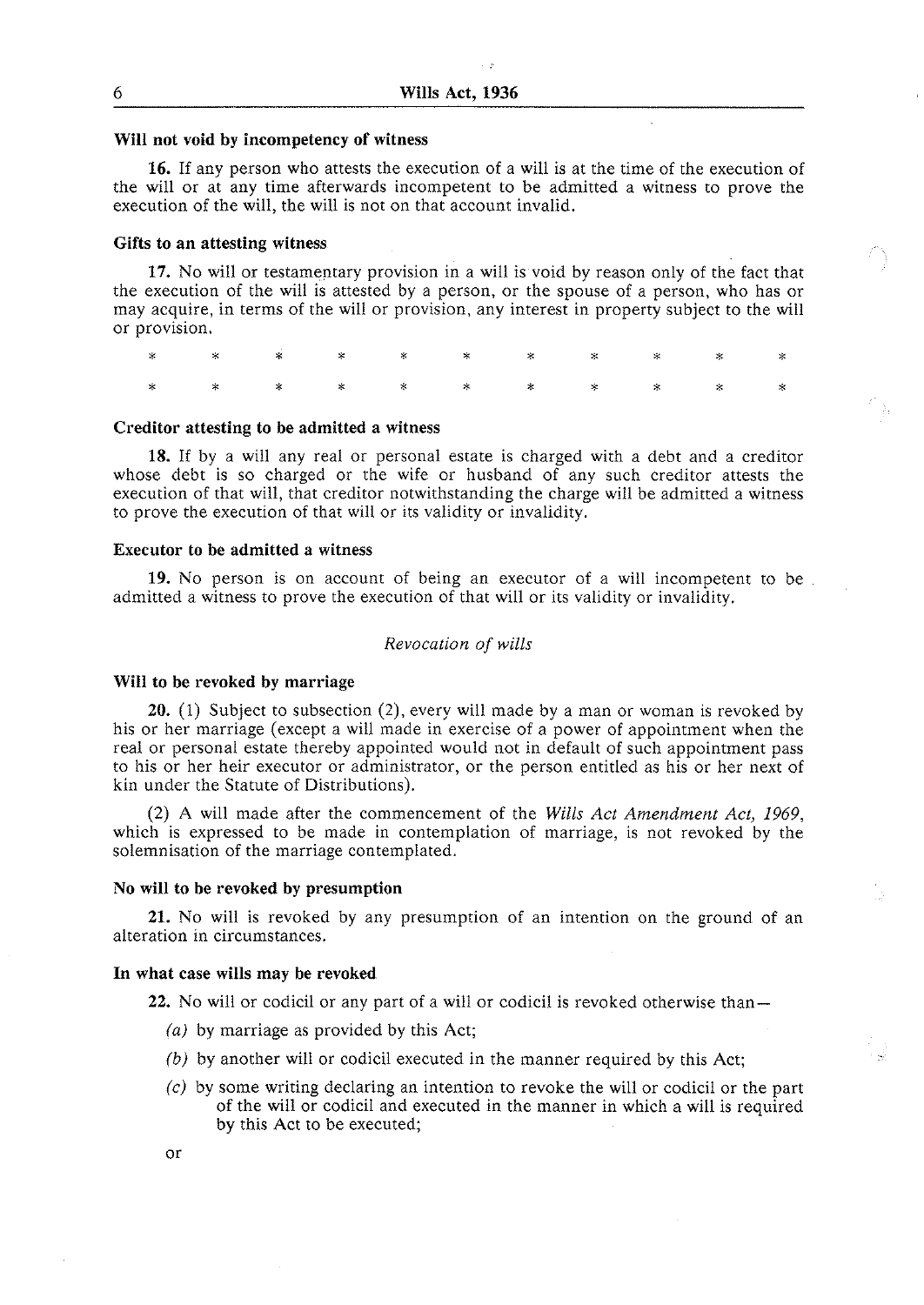**Will not void by incompetency of witness**

**16.** If any person who attests the execution of a will is at the time of the execution of the will or at any time afterwards incompetent to be admitted a witness to prove the execution of the will, the will is not on that account invalid.

**Gifts to an attesting witness**

**17.** No will or testamentary provision in a will is void by reason only of the fact that the execution of the will is attested by a person, or the spouse of a person, who has or may acquire, in terms of the will or provision, any interest in property subject to the will or provision.

\* \* \* \* \* \* \* \* \* \* \*

\* \* \* \* \* \* \* \* \* \* \*

**Creditor attesting to be admitted a witness**

**18.** If by a will any real or personal estate is charged with a debt and a creditor whose debt is so charged or the wife or husband of any such creditor attests the execution of that will, that creditor notwithstanding the charge will be admitted a witness to prove the execution of that will or its validity or invalidity.

**Executor to be admitted a witness**

**19.** No person is on account of being an executor of a will incompetent to be admitted a witness to prove the execution of that will or its validity or invalidity.

*Revocation of wills*

**Will to be revoked by marriage**

**20.** (1) Subject to subsection (2), every will made by a man or woman is revoked by his or her marriage (except a will made in exercise of a power of appointment when the real or personal estate thereby appointed would not in default of such appointment pass to his or her heir executor or administrator, or the person entitled as his or her next of kin under the Statute of Distributions).

(2) A will made after the commencement of the *Wills Act Amendment Act, 1969*, which is expressed to be made in contemplation of marriage, is not revoked by the solemnisation of the marriage contemplated.

**No will to be revoked by presumption**

**21.** No will is revoked by any presumption of an intention on the ground of an alteration in circumstances.

**In what case wills may be revoked**

**22.** No will or codicil or any part of a will or codicil is revoked otherwise than—

*(a)* by marriage as provided by this Act;

*(b)* by another will or codicil executed in the manner required by this Act;

*(c)* by some writing declaring an intention to revoke the will or codicil or the part of the will or codicil and executed in the manner in which a will is required by this Act to be executed;

or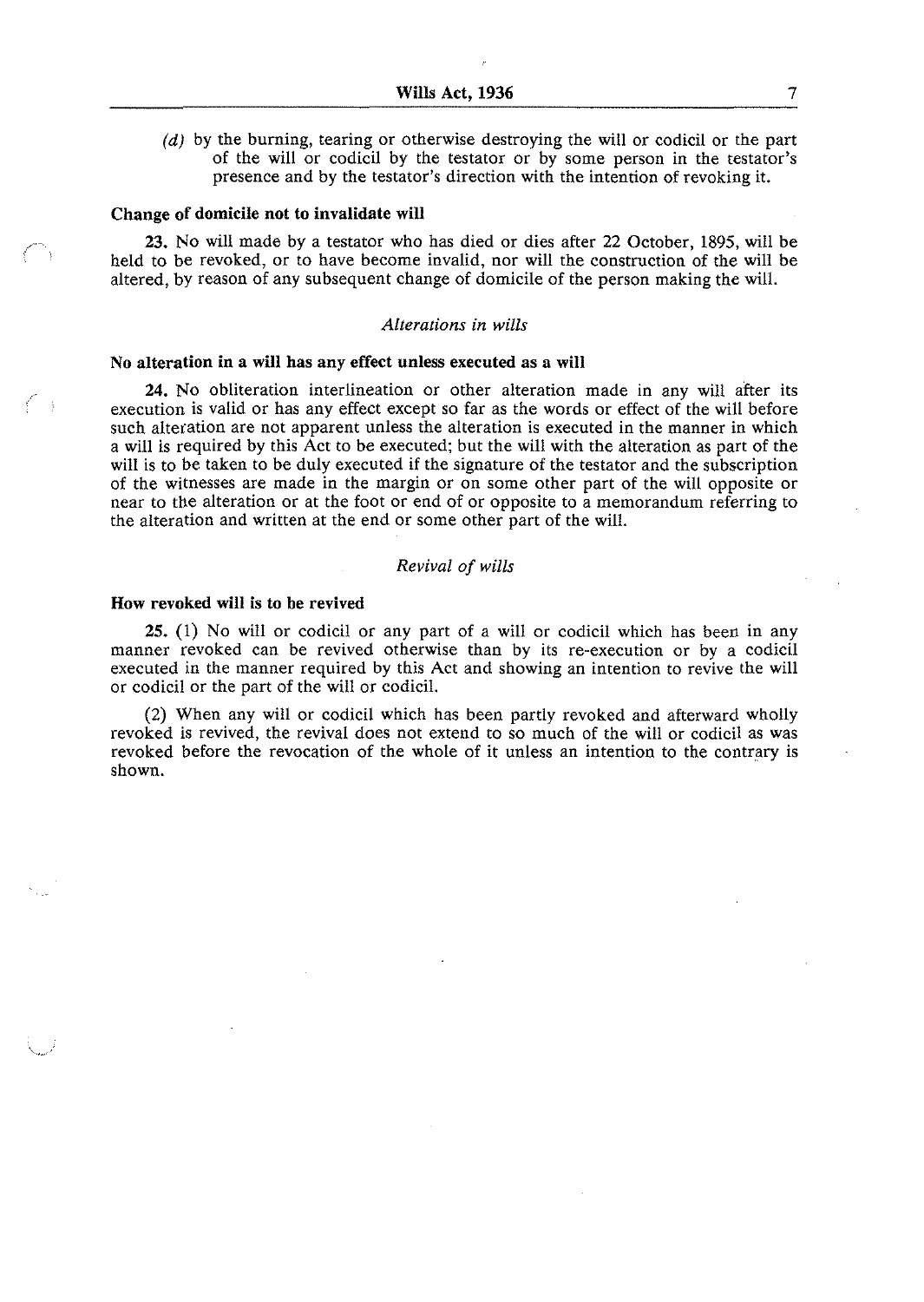(*d*) by the burning, tearing or otherwise destroying the will or codicil or the part of the will or codicil by the testator or by some person in the testator's presence and by the testator's direction with the intention of revoking it.

**Change of domicile not to invalidate will**

**23.** No will made by a testator who has died or dies after 22 October, 1895, will be held to be revoked, or to have become invalid, nor will the construction of the will be altered, by reason of any subsequent change of domicile of the person making the will.

*Alterations in wills*

**No alteration in a will has any effect unless executed as a will**

**24.** No obliteration interlineation or other alteration made in any will after its execution is valid or has any effect except so far as the words or effect of the will before such alteration are not apparent unless the alteration is executed in the manner in which a will is required by this Act to be executed; but the will with the alteration as part of the will is to be taken to be duly executed if the signature of the testator and the subscription of the witnesses are made in the margin or on some other part of the will opposite or near to the alteration or at the foot or end of or opposite to a memorandum referring to the alteration and written at the end or some other part of the will.

*Revival of wills*

**How revoked will is to be revived**

**25.** (1) No will or codicil or any part of a will or codicil which has been in any manner revoked can be revived otherwise than by its re-execution or by a codicil executed in the manner required by this Act and showing an intention to revive the will or codicil or the part of the will or codicil.

(2) When any will or codicil which has been partly revoked and afterward wholly revoked is revived, the revival does not extend to so much of the will or codicil as was revoked before the revocation of the whole of it unless an intention to the contrary is shown.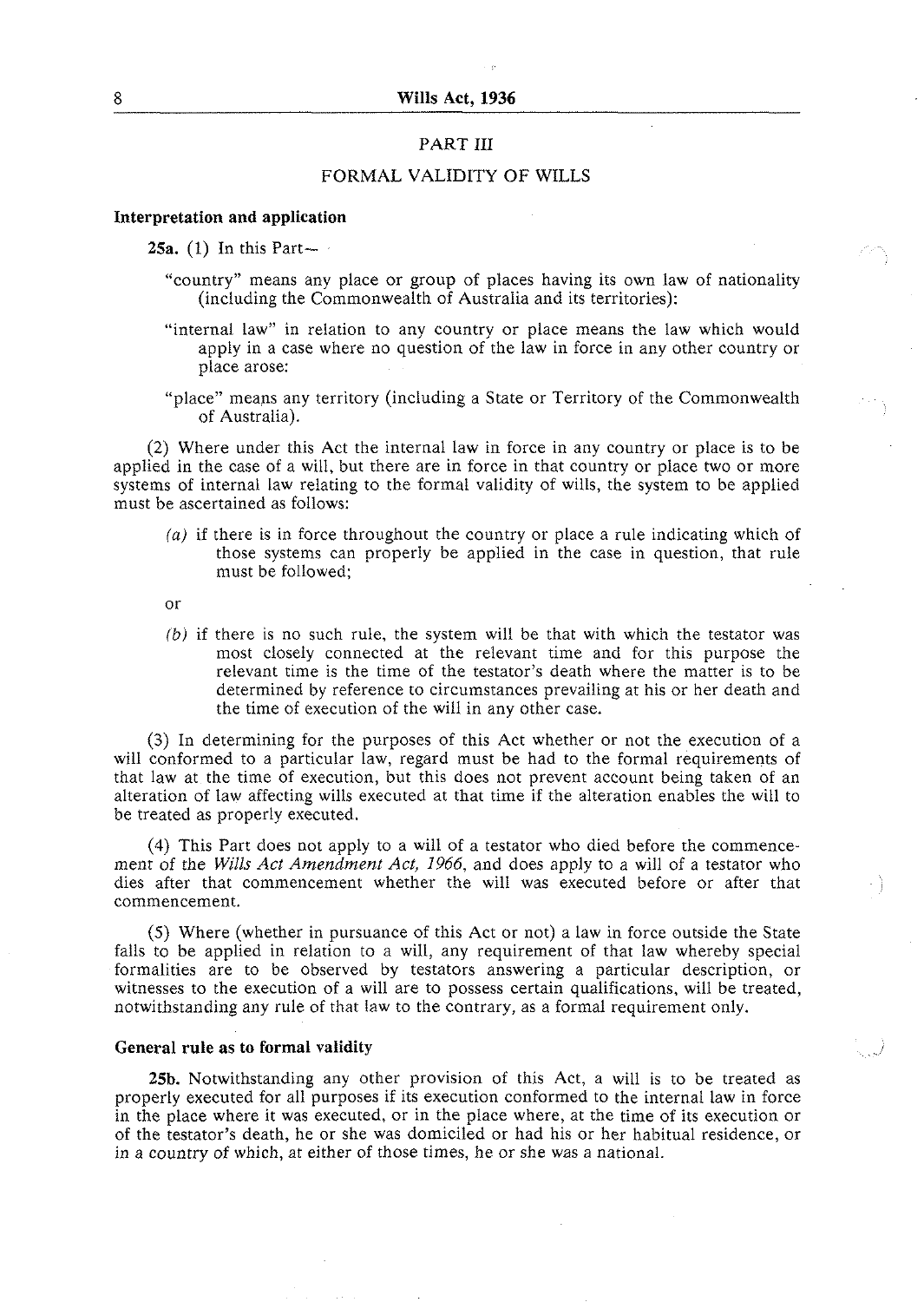## PART III

## FORMAL VALIDITY OF WILLS

### Interpretation and application

**25a.** (1) In this Part—

"country" means any place or group of places having its own law of nationality (including the Commonwealth of Australia and its territories):

"internal law" in relation to any country or place means the law which would apply in a case where no question of the law in force in any other country or place arose:

"place" means any territory (including a State or Territory of the Commonwealth of Australia).

(2) Where under this Act the internal law in force in any country or place is to be applied in the case of a will, but there are in force in that country or place two or more systems of internal law relating to the formal validity of wills, the system to be applied must be ascertained as follows:

*(a)* if there is in force throughout the country or place a rule indicating which of those systems can properly be applied in the case in question, that rule must be followed;

or

*(b)* if there is no such rule, the system will be that with which the testator was most closely connected at the relevant time and for this purpose the relevant time is the time of the testator's death where the matter is to be determined by reference to circumstances prevailing at his or her death and the time of execution of the will in any other case.

(3) In determining for the purposes of this Act whether or not the execution of a will conformed to a particular law, regard must be had to the formal requirements of that law at the time of execution, but this does not prevent account being taken of an alteration of law affecting wills executed at that time if the alteration enables the will to be treated as properly executed.

(4) This Part does not apply to a will of a testator who died before the commencement of the *Wills Act Amendment Act, 1966*, and does apply to a will of a testator who dies after that commencement whether the will was executed before or after that commencement.

(5) Where (whether in pursuance of this Act or not) a law in force outside the State falls to be applied in relation to a will, any requirement of that law whereby special formalities are to be observed by testators answering a particular description, or witnesses to the execution of a will are to possess certain qualifications, will be treated, notwithstanding any rule of that law to the contrary, as a formal requirement only.

### General rule as to formal validity

**25b.** Notwithstanding any other provision of this Act, a will is to be treated as properly executed for all purposes if its execution conformed to the internal law in force in the place where it was executed, or in the place where, at the time of its execution or of the testator's death, he or she was domiciled or had his or her habitual residence, or in a country of which, at either of those times, he or she was a national.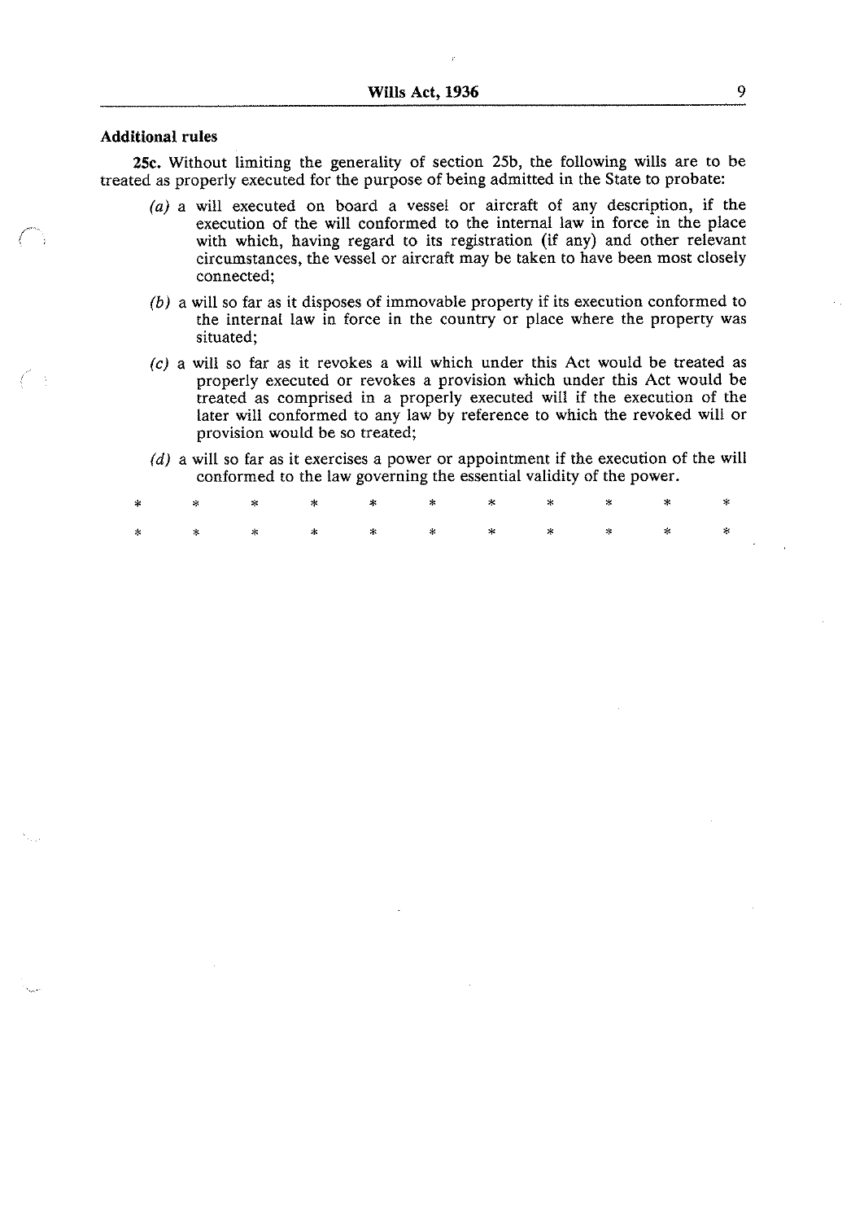**Additional rules**

**25c.** Without limiting the generality of section 25b, the following wills are to be treated as properly executed for the purpose of being admitted in the State to probate:

*(a)* a will executed on board a vessel or aircraft of any description, if the execution of the will conformed to the internal law in force in the place with which, having regard to its registration (if any) and other relevant circumstances, the vessel or aircraft may be taken to have been most closely connected;

*(b)* a will so far as it disposes of immovable property if its execution conformed to the internal law in force in the country or place where the property was situated;

*(c)* a will so far as it revokes a will which under this Act would be treated as properly executed or revokes a provision which under this Act would be treated as comprised in a properly executed will if the execution of the later will conformed to any law by reference to which the revoked will or provision would be so treated;

*(d)* a will so far as it exercises a power or appointment if the execution of the will conformed to the law governing the essential validity of the power.

\* \* \* \* \* \* \* \* \* \* \*

\* \* \* \* \* \* \* \* \* \* \*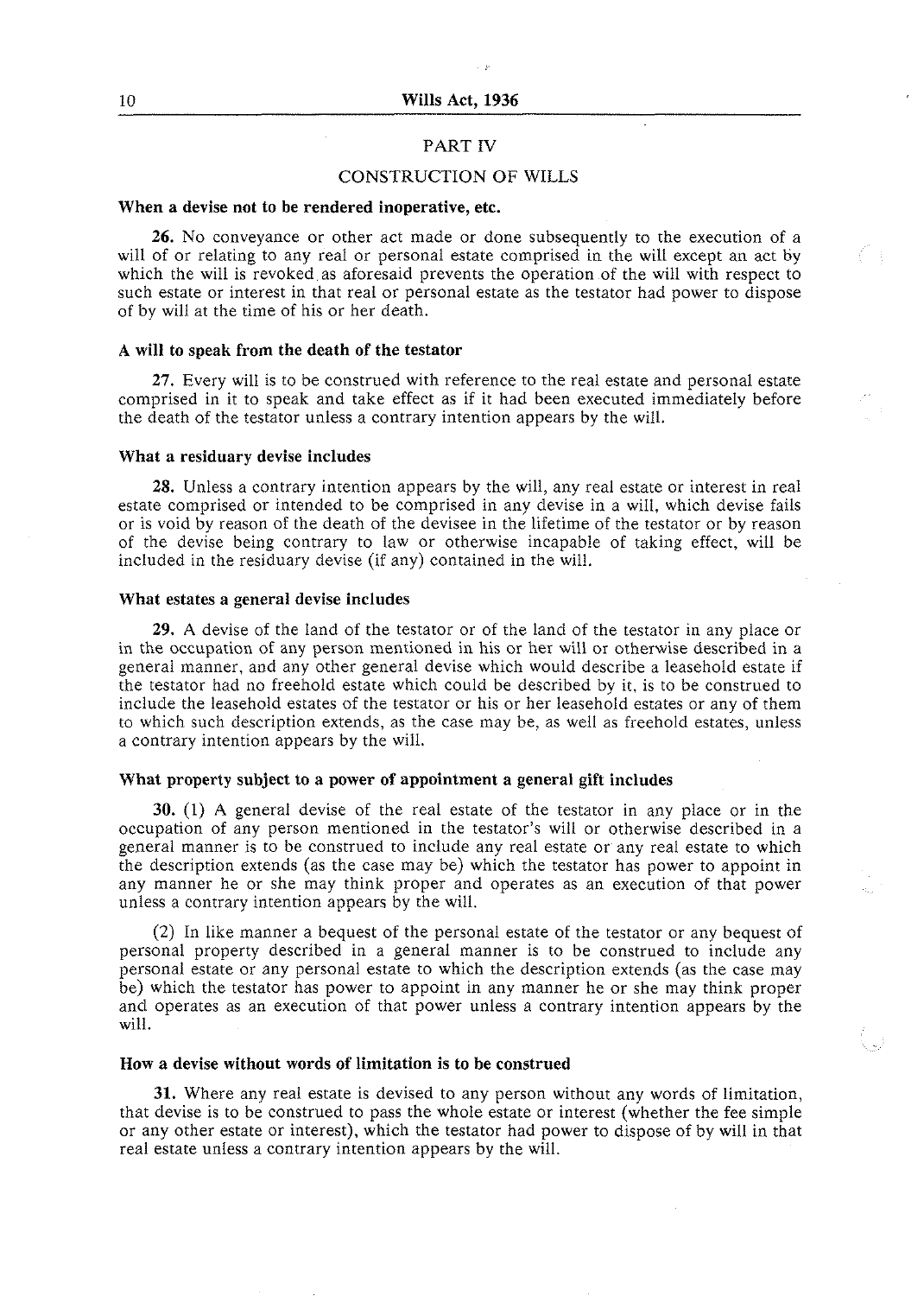## PART IV

## CONSTRUCTION OF WILLS

**When a devise not to be rendered inoperative, etc.**

**26.** No conveyance or other act made or done subsequently to the execution of a will of or relating to any real or personal estate comprised in the will except an act by which the will is revoked as aforesaid prevents the operation of the will with respect to such estate or interest in that real or personal estate as the testator had power to dispose of by will at the time of his or her death.

**A will to speak from the death of the testator**

**27.** Every will is to be construed with reference to the real estate and personal estate comprised in it to speak and take effect as if it had been executed immediately before the death of the testator unless a contrary intention appears by the will.

**What a residuary devise includes**

**28.** Unless a contrary intention appears by the will, any real estate or interest in real estate comprised or intended to be comprised in any devise in a will, which devise fails or is void by reason of the death of the devisee in the lifetime of the testator or by reason of the devise being contrary to law or otherwise incapable of taking effect, will be included in the residuary devise (if any) contained in the will.

**What estates a general devise includes**

**29.** A devise of the land of the testator or of the land of the testator in any place or in the occupation of any person mentioned in his or her will or otherwise described in a general manner, and any other general devise which would describe a leasehold estate if the testator had no freehold estate which could be described by it, is to be construed to include the leasehold estates of the testator or his or her leasehold estates or any of them to which such description extends, as the case may be, as well as freehold estates, unless a contrary intention appears by the will.

**What property subject to a power of appointment a general gift includes**

**30.** (1) A general devise of the real estate of the testator in any place or in the occupation of any person mentioned in the testator's will or otherwise described in a general manner is to be construed to include any real estate or any real estate to which the description extends (as the case may be) which the testator has power to appoint in any manner he or she may think proper and operates as an execution of that power unless a contrary intention appears by the will.

(2) In like manner a bequest of the personal estate of the testator or any bequest of personal property described in a general manner is to be construed to include any personal estate or any personal estate to which the description extends (as the case may be) which the testator has power to appoint in any manner he or she may think proper and operates as an execution of that power unless a contrary intention appears by the will.

**How a devise without words of limitation is to be construed**

**31.** Where any real estate is devised to any person without any words of limitation, that devise is to be construed to pass the whole estate or interest (whether the fee simple or any other estate or interest), which the testator had power to dispose of by will in that real estate unless a contrary intention appears by the will.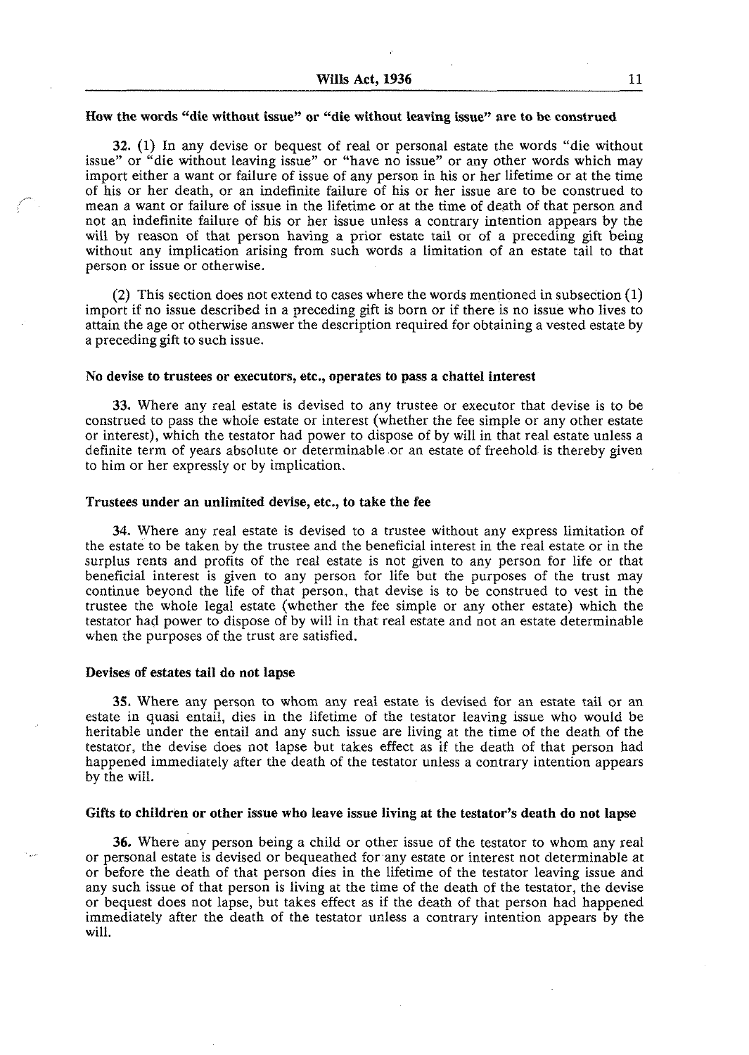### How the words "die without issue" or "die without leaving issue" are to be construed

32. (1) In any devise or bequest of real or personal estate the words "die without issue" or "die without leaving issue" or "have no issue" or any other words which may import either a want or failure of issue of any person in his or her lifetime or at the time of his or her death, or an indefinite failure of his or her issue are to be construed to mean a want or failure of issue in the lifetime or at the time of death of that person and not an indefinite failure of his or her issue unless a contrary intention appears by the will by reason of that person having a prior estate tail or of a preceding gift being without any implication arising from such words a limitation of an estate tail to that person or issue or otherwise.

(2) This section does not extend to cases where the words mentioned in subsection (1) import if no issue described in a preceding gift is born or if there is no issue who lives to attain the age or otherwise answer the description required for obtaining a vested estate by a preceding gift to such issue.

### No devise to trustees or executors, etc., operates to pass a chattel interest

33. Where any real estate is devised to any trustee or executor that devise is to be construed to pass the whole estate or interest (whether the fee simple or any other estate or interest), which the testator had power to dispose of by will in that real estate unless a definite term of years absolute or determinable or an estate of freehold is thereby given to him or her expressly or by implication.

### Trustees under an unlimited devise, etc., to take the fee

34. Where any real estate is devised to a trustee without any express limitation of the estate to be taken by the trustee and the beneficial interest in the real estate or in the surplus rents and profits of the real estate is not given to any person for life or that beneficial interest is given to any person for life but the purposes of the trust may continue beyond the life of that person, that devise is to be construed to vest in the trustee the whole legal estate (whether the fee simple or any other estate) which the testator had power to dispose of by will in that real estate and not an estate determinable when the purposes of the trust are satisfied.

### Devises of estates tail do not lapse

35. Where any person to whom any real estate is devised for an estate tail or an estate in quasi entail, dies in the lifetime of the testator leaving issue who would be heritable under the entail and any such issue are living at the time of the death of the testator, the devise does not lapse but takes effect as if the death of that person had happened immediately after the death of the testator unless a contrary intention appears by the will.

### Gifts to children or other issue who leave issue living at the testator's death do not lapse

36. Where any person being a child or other issue of the testator to whom any real or personal estate is devised or bequeathed for any estate or interest not determinable at or before the death of that person dies in the lifetime of the testator leaving issue and any such issue of that person is living at the time of the death of the testator, the devise or bequest does not lapse, but takes effect as if the death of that person had happened immediately after the death of the testator unless a contrary intention appears by the will.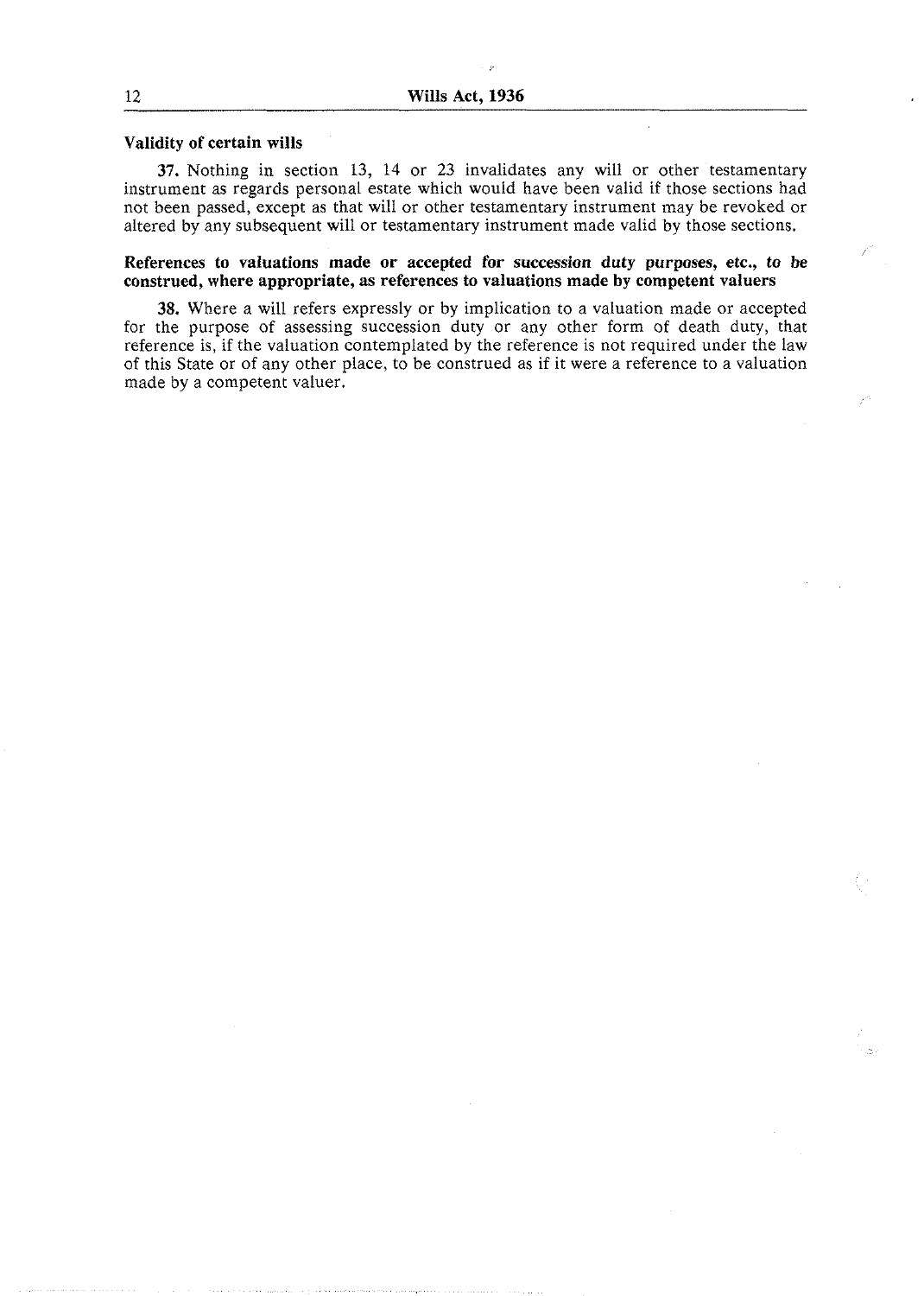### Validity of certain wills

**37.** Nothing in section 13, 14 or 23 invalidates any will or other testamentary instrument as regards personal estate which would have been valid if those sections had not been passed, except as that will or other testamentary instrument may be revoked or altered by any subsequent will or testamentary instrument made valid by those sections.

### References to valuations made or accepted for succession duty purposes, etc., to be construed, where appropriate, as references to valuations made by competent valuers

**38.** Where a will refers expressly or by implication to a valuation made or accepted for the purpose of assessing succession duty or any other form of death duty, that reference is, if the valuation contemplated by the reference is not required under the law of this State or of any other place, to be construed as if it were a reference to a valuation made by a competent valuer.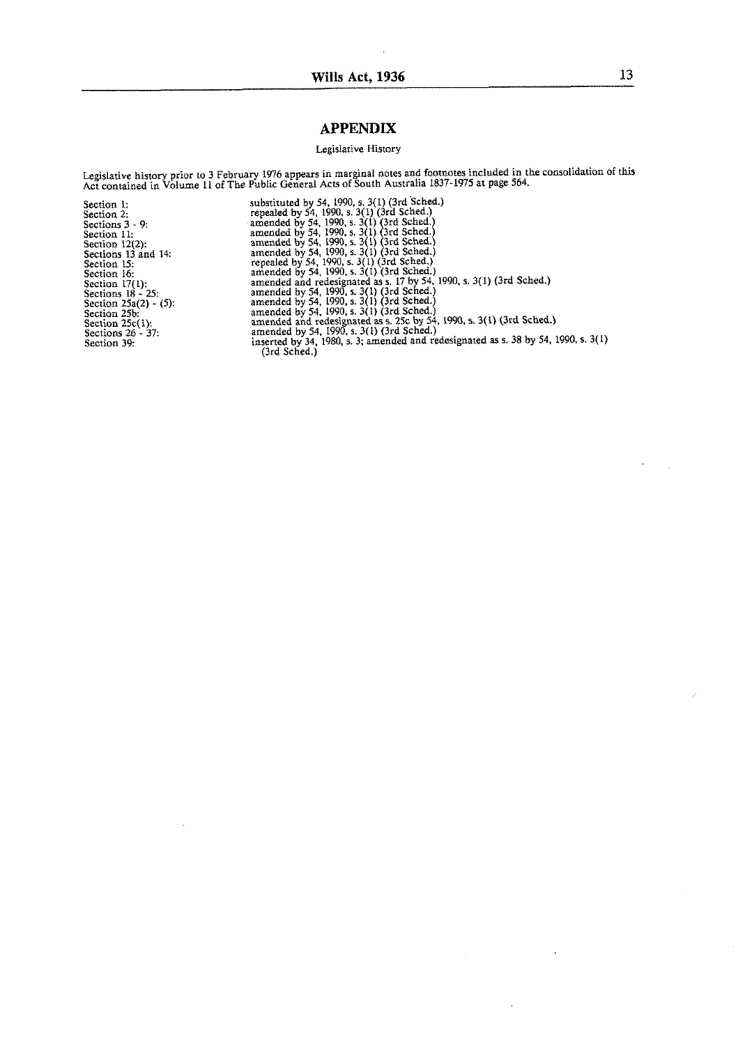# APPENDIX

Legislative History

Legislative history prior to 3 February 1976 appears in marginal notes and footnotes included in the consolidation of this Act contained in Volume 11 of The Public General Acts of South Australia 1837-1975 at page 564.

| | |
|---|---|
| Section 1: | substituted by 54, 1990, s. 3(1) (3rd Sched.) |
| Section 2: | repealed by 54, 1990, s. 3(1) (3rd Sched.) |
| Sections 3 - 9: | amended by 54, 1990, s. 3(1) (3rd Sched.) |
| Section 11: | amended by 54, 1990, s. 3(1) (3rd Sched.) |
| Section 12(2): | amended by 54, 1990, s. 3(1) (3rd Sched.) |
| Sections 13 and 14: | amended by 54, 1990, s. 3(1) (3rd Sched.) |
| Section 15: | repealed by 54, 1990, s. 3(1) (3rd Sched.) |
| Section 16: | amended by 54, 1990, s. 3(1) (3rd Sched.) |
| Section 17(1): | amended and redesignated as s. 17 by 54, 1990, s. 3(1) (3rd Sched.) |
| Sections 18 - 25: | amended by 54, 1990, s. 3(1) (3rd Sched.) |
| Section 25a(2) - (5): | amended by 54, 1990, s. 3(1) (3rd Sched.) |
| Section 25b: | amended by 54, 1990, s. 3(1) (3rd Sched.) |
| Section 25c(1): | amended and redesignated as s. 25c by 54, 1990, s. 3(1) (3rd Sched.) |
| Sections 26 - 37: | amended by 54, 1990, s. 3(1) (3rd Sched.) |
| Section 39: | inserted by 34, 1980, s. 3; amended and redesignated as s. 38 by 54, 1990, s. 3(1) (3rd Sched.) |